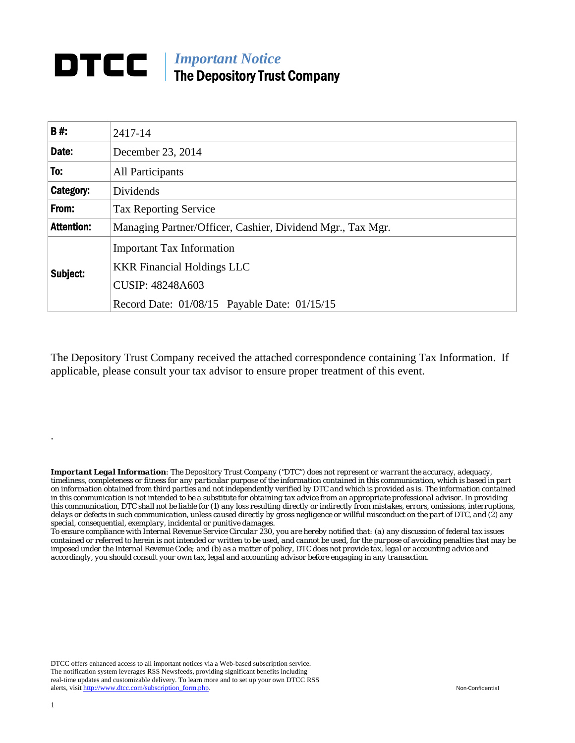# DTCC | *Important Notice* The Depository Trust Company

| **B #:** | 2417-14 |
|---|---|
| **Date:** | December 23, 2014 |
| **To:** | All Participants |
| **Category:** | Dividends |
| **From:** | Tax Reporting Service |
| **Attention:** | Managing Partner/Officer, Cashier, Dividend Mgr., Tax Mgr. |
| **Subject:** | Important Tax Information<br>KKR Financial Holdings LLC<br>CUSIP: 48248A603<br>Record Date: 01/08/15 Payable Date: 01/15/15 |

The Depository Trust Company received the attached correspondence containing Tax Information. If applicable, please consult your tax advisor to ensure proper treatment of this event.

.

***Important Legal Information**: The Depository Trust Company ("DTC") does not represent or warrant the accuracy, adequacy, timeliness, completeness or fitness for any particular purpose of the information contained in this communication, which is based in part on information obtained from third parties and not independently verified by DTC and which is provided as is. The information contained in this communication is not intended to be a substitute for obtaining tax advice from an appropriate professional advisor. In providing this communication, DTC shall not be liable for (1) any loss resulting directly or indirectly from mistakes, errors, omissions, interruptions, delays or defects in such communication, unless caused directly by gross negligence or willful misconduct on the part of DTC, and (2) any special, consequential, exemplary, incidental or punitive damages.*

*To ensure compliance with Internal Revenue Service Circular 230, you are hereby notified that: (a) any discussion of federal tax issues contained or referred to herein is not intended or written to be used, and cannot be used, for the purpose of avoiding penalties that may be imposed under the Internal Revenue Code; and (b) as a matter of policy, DTC does not provide tax, legal or accounting advice and accordingly, you should consult your own tax, legal and accounting advisor before engaging in any transaction.*

DTCC offers enhanced access to all important notices via a Web-based subscription service. The notification system leverages RSS Newsfeeds, providing significant benefits including real-time updates and customizable delivery. To learn more and to set up your own DTCC RSS alerts, visit http://www.dtcc.com/subscription_form.php.

Non-Confidential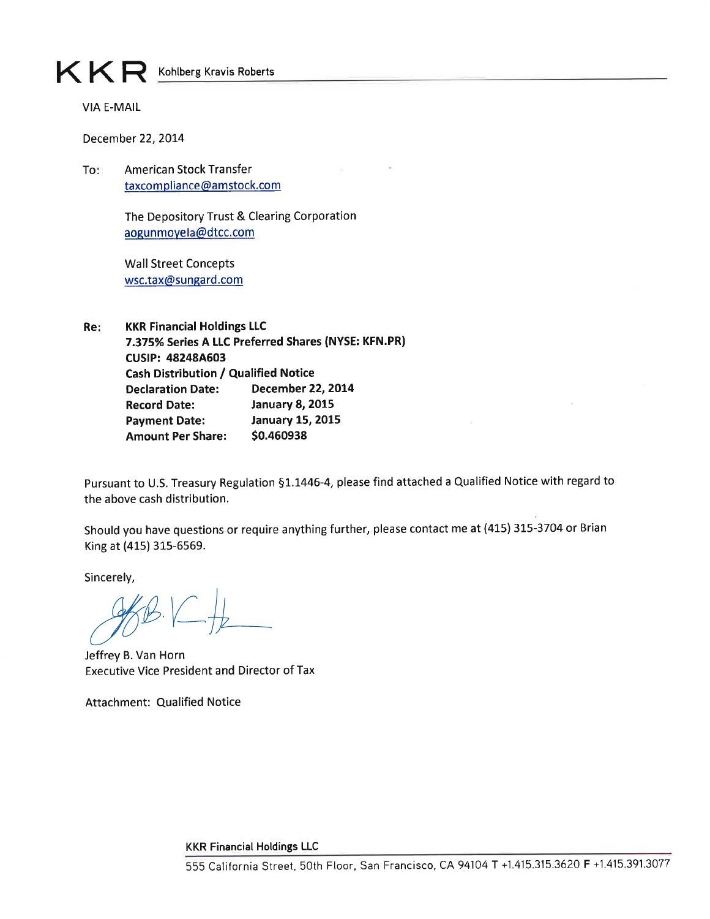KKR Kohlberg Kravis Roberts

VIA E-MAIL

December 22, 2014

To: American Stock Transfer
taxcompliance@amstock.com

The Depository Trust & Clearing Corporation
aogunmoyela@dtcc.com

Wall Street Concepts
wsc.tax@sungard.com

**Re: KKR Financial Holdings LLC**
**7.375% Series A LLC Preferred Shares (NYSE: KFN.PR)**
**CUSIP: 48248A603**
**Cash Distribution / Qualified Notice**

| | |
|---|---|
| **Declaration Date:** | **December 22, 2014** |
| **Record Date:** | **January 8, 2015** |
| **Payment Date:** | **January 15, 2015** |
| **Amount Per Share:** | **$0.460938** |

Pursuant to U.S. Treasury Regulation §1.1446-4, please find attached a Qualified Notice with regard to the above cash distribution.

Should you have questions or require anything further, please contact me at (415) 315-3704 or Brian King at (415) 315-6569.

Sincerely,

Jeffrey B. Van Horn
Executive Vice President and Director of Tax

Attachment: Qualified Notice

KKR Financial Holdings LLC
555 California Street, 50th Floor, San Francisco, CA 94104 **T** +1.415.315.3620 **F** +1.415.391.3077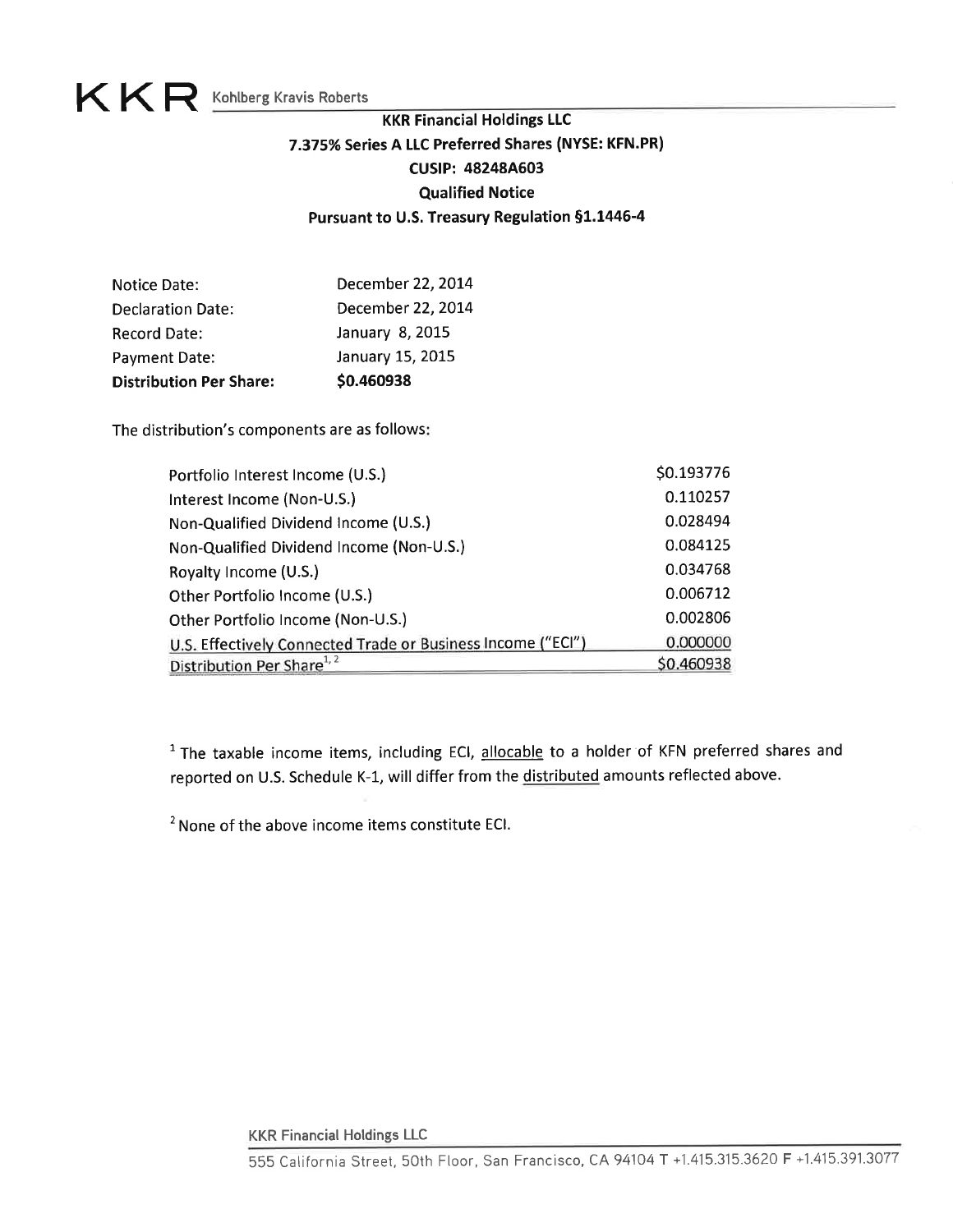**KKR** Kohlberg Kravis Roberts

# KKR Financial Holdings LLC

## 7.375% Series A LLC Preferred Shares (NYSE: KFN.PR)

## CUSIP: 48248A603

## Qualified Notice

## Pursuant to U.S. Treasury Regulation §1.1446-4

| | |
|---|---|
| Notice Date: | December 22, 2014 |
| Declaration Date: | December 22, 2014 |
| Record Date: | January 8, 2015 |
| Payment Date: | January 15, 2015 |
| **Distribution Per Share:** | **$0.460938** |

The distribution's components are as follows:

| | |
|---|---|
| Portfolio Interest Income (U.S.) | $0.193776 |
| Interest Income (Non-U.S.) | 0.110257 |
| Non-Qualified Dividend Income (U.S.) | 0.028494 |
| Non-Qualified Dividend Income (Non-U.S.) | 0.084125 |
| Royalty Income (U.S.) | 0.034768 |
| Other Portfolio Income (U.S.) | 0.006712 |
| Other Portfolio Income (Non-U.S.) | 0.002806 |
| U.S. Effectively Connected Trade or Business Income ("ECI") | 0.000000 |
| Distribution Per Share[1, 2] | $0.460938 |

[1] The taxable income items, including ECI, allocable to a holder of KFN preferred shares and reported on U.S. Schedule K-1, will differ from the distributed amounts reflected above.

[2] None of the above income items constitute ECI.

KKR Financial Holdings LLC

555 California Street, 50th Floor, San Francisco, CA 94104 T +1.415.315.3620 F +1.415.391.3077